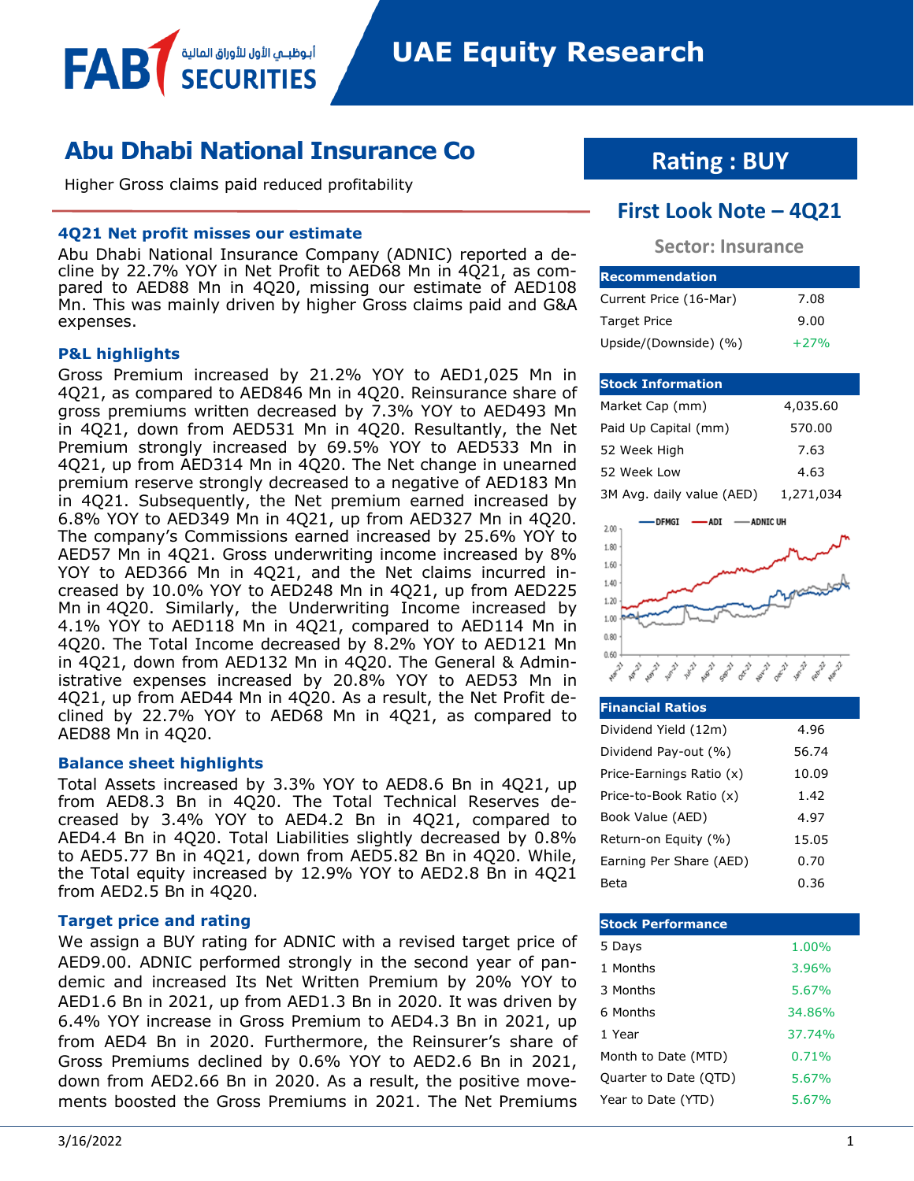# UAE Equity Research

## Abu Dhabi National Insurance Co

Higher Gross claims paid reduced profitability

### 4Q21 Net profit misses our estimate

Abu Dhabi National Insurance Company (ADNIC) reported a decline by 22.7% YOY in Net Profit to AED68 Mn in 4Q21, as compared to AED88 Mn in 4Q20, missing our estimate of AED108 Mn. This was mainly driven by higher Gross claims paid and G&A expenses.

### P&L highlights

Gross Premium increased by 21.2% YOY to AED1,025 Mn in 4Q21, as compared to AED846 Mn in 4Q20. Reinsurance share of gross premiums written decreased by 7.3% YOY to AED493 Mn in 4Q21, down from AED531 Mn in 4Q20. Resultantly, the Net Premium strongly increased by 69.5% YOY to AED533 Mn in 4Q21, up from AED314 Mn in 4Q20. The Net change in unearned premium reserve strongly decreased to a negative of AED183 Mn in 4Q21. Subsequently, the Net premium earned increased by 6.8% YOY to AED349 Mn in 4Q21, up from AED327 Mn in 4Q20. The company's Commissions earned increased by 25.6% YOY to AED57 Mn in 4Q21. Gross underwriting income increased by 8% YOY to AED366 Mn in 4Q21, and the Net claims incurred increased by 10.0% YOY to AED248 Mn in 4Q21, up from AED225 Mn in 4Q20. Similarly, the Underwriting Income increased by 4.1% YOY to AED118 Mn in 4Q21, compared to AED114 Mn in 4Q20. The Total Income decreased by 8.2% YOY to AED121 Mn in 4Q21, down from AED132 Mn in 4Q20. The General & Administrative expenses increased by 20.8% YOY to AED53 Mn in 4Q21, up from AED44 Mn in 4Q20. As a result, the Net Profit declined by 22.7% YOY to AED68 Mn in 4Q21, as compared to AED88 Mn in 4Q20.

### Balance sheet highlights

Total Assets increased by 3.3% YOY to AED8.6 Bn in 4Q21, up from AED8.3 Bn in 4Q20. The Total Technical Reserves decreased by 3.4% YOY to AED4.2 Bn in 4Q21, compared to AED4.4 Bn in 4Q20. Total Liabilities slightly decreased by 0.8% to AED5.77 Bn in 4Q21, down from AED5.82 Bn in 4Q20. While, the Total equity increased by 12.9% YOY to AED2.8 Bn in 4Q21 from AED2.5 Bn in 4Q20.

### Target price and rating

We assign a BUY rating for ADNIC with a revised target price of AED9.00. ADNIC performed strongly in the second year of pandemic and increased Its Net Written Premium by 20% YOY to AED1.6 Bn in 2021, up from AED1.3 Bn in 2020. It was driven by 6.4% YOY increase in Gross Premium to AED4.3 Bn in 2021, up from AED4 Bn in 2020. Furthermore, the Reinsurer's share of Gross Premiums declined by 0.6% YOY to AED2.6 Bn in 2021, down from AED2.66 Bn in 2020. As a result, the positive movements boosted the Gross Premiums in 2021. The Net Premiums

## Rating : BUY

### First Look Note – 4Q21

**Sector: Insurance**

| Recommendation | |
|---|---|
| Current Price (16-Mar) | 7.08 |
| Target Price | 9.00 |
| Upside/(Downside) (%) | +27% |

| Stock Information | |
|---|---|
| Market Cap (mm) | 4,035.60 |
| Paid Up Capital (mm) | 570.00 |
| 52 Week High | 7.63 |
| 52 Week Low | 4.63 |
| 3M Avg. daily value (AED) | 1,271,034 |

| Financial Ratios | |
|---|---|
| Dividend Yield (12m) | 4.96 |
| Dividend Pay-out (%) | 56.74 |
| Price-Earnings Ratio (x) | 10.09 |
| Price-to-Book Ratio (x) | 1.42 |
| Book Value (AED) | 4.97 |
| Return-on Equity (%) | 15.05 |
| Earning Per Share (AED) | 0.70 |
| Beta | 0.36 |

| Stock Performance | |
|---|---|
| 5 Days | 1.00% |
| 1 Months | 3.96% |
| 3 Months | 5.67% |
| 6 Months | 34.86% |
| 1 Year | 37.74% |
| Month to Date (MTD) | 0.71% |
| Quarter to Date (QTD) | 5.67% |
| Year to Date (YTD) | 5.67% |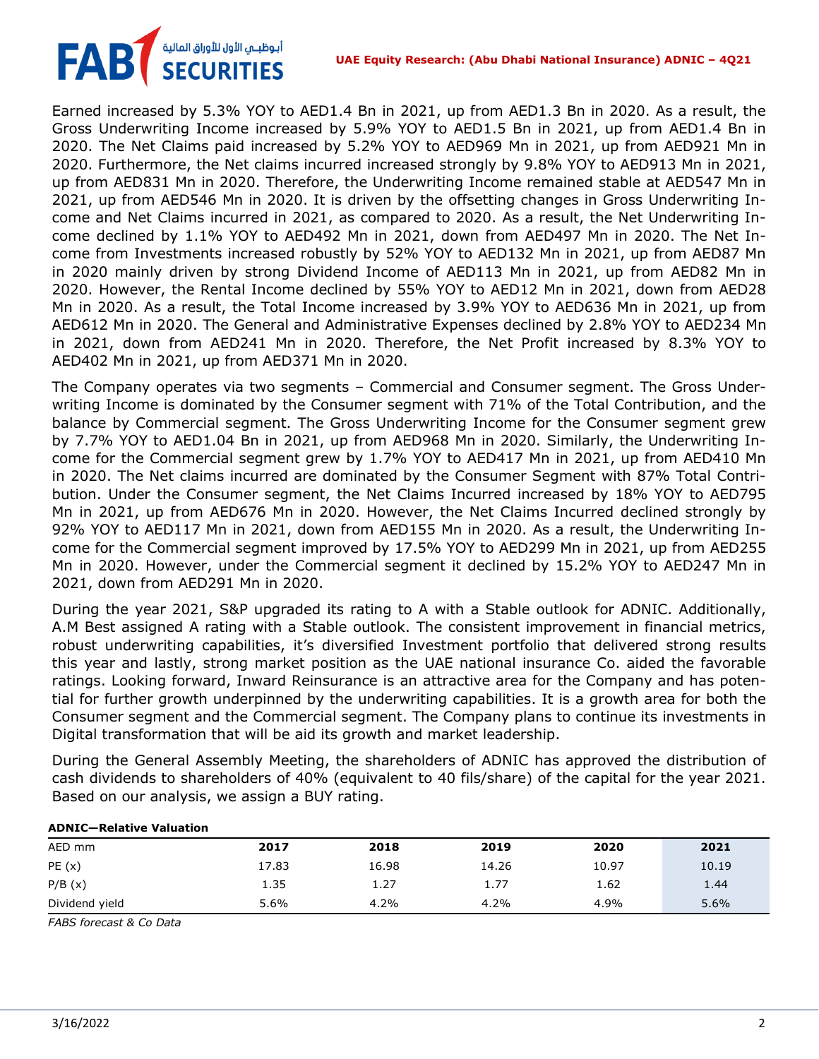Earned increased by 5.3% YOY to AED1.4 Bn in 2021, up from AED1.3 Bn in 2020. As a result, the Gross Underwriting Income increased by 5.9% YOY to AED1.5 Bn in 2021, up from AED1.4 Bn in 2020. The Net Claims paid increased by 5.2% YOY to AED969 Mn in 2021, up from AED921 Mn in 2020. Furthermore, the Net claims incurred increased strongly by 9.8% YOY to AED913 Mn in 2021, up from AED831 Mn in 2020. Therefore, the Underwriting Income remained stable at AED547 Mn in 2021, up from AED546 Mn in 2020. It is driven by the offsetting changes in Gross Underwriting Income and Net Claims incurred in 2021, as compared to 2020. As a result, the Net Underwriting Income declined by 1.1% YOY to AED492 Mn in 2021, down from AED497 Mn in 2020. The Net Income from Investments increased robustly by 52% YOY to AED132 Mn in 2021, up from AED87 Mn in 2020 mainly driven by strong Dividend Income of AED113 Mn in 2021, up from AED82 Mn in 2020. However, the Rental Income declined by 55% YOY to AED12 Mn in 2021, down from AED28 Mn in 2020. As a result, the Total Income increased by 3.9% YOY to AED636 Mn in 2021, up from AED612 Mn in 2020. The General and Administrative Expenses declined by 2.8% YOY to AED234 Mn in 2021, down from AED241 Mn in 2020. Therefore, the Net Profit increased by 8.3% YOY to AED402 Mn in 2021, up from AED371 Mn in 2020.

The Company operates via two segments – Commercial and Consumer segment. The Gross Underwriting Income is dominated by the Consumer segment with 71% of the Total Contribution, and the balance by Commercial segment. The Gross Underwriting Income for the Consumer segment grew by 7.7% YOY to AED1.04 Bn in 2021, up from AED968 Mn in 2020. Similarly, the Underwriting Income for the Commercial segment grew by 1.7% YOY to AED417 Mn in 2021, up from AED410 Mn in 2020. The Net claims incurred are dominated by the Consumer Segment with 87% Total Contribution. Under the Consumer segment, the Net Claims Incurred increased by 18% YOY to AED795 Mn in 2021, up from AED676 Mn in 2020. However, the Net Claims Incurred declined strongly by 92% YOY to AED117 Mn in 2021, down from AED155 Mn in 2020. As a result, the Underwriting Income for the Commercial segment improved by 17.5% YOY to AED299 Mn in 2021, up from AED255 Mn in 2020. However, under the Commercial segment it declined by 15.2% YOY to AED247 Mn in 2021, down from AED291 Mn in 2020.

During the year 2021, S&P upgraded its rating to A with a Stable outlook for ADNIC. Additionally, A.M Best assigned A rating with a Stable outlook. The consistent improvement in financial metrics, robust underwriting capabilities, it's diversified Investment portfolio that delivered strong results this year and lastly, strong market position as the UAE national insurance Co. aided the favorable ratings. Looking forward, Inward Reinsurance is an attractive area for the Company and has potential for further growth underpinned by the underwriting capabilities. It is a growth area for both the Consumer segment and the Commercial segment. The Company plans to continue its investments in Digital transformation that will be aid its growth and market leadership.

During the General Assembly Meeting, the shareholders of ADNIC has approved the distribution of cash dividends to shareholders of 40% (equivalent to 40 fils/share) of the capital for the year 2021. Based on our analysis, we assign a BUY rating.

**ADNIC—Relative Valuation**

| AED mm | 2017 | 2018 | 2019 | 2020 | 2021 |
|---|---|---|---|---|---|
| PE (x) | 17.83 | 16.98 | 14.26 | 10.97 | 10.19 |
| P/B (x) | 1.35 | 1.27 | 1.77 | 1.62 | 1.44 |
| Dividend yield | 5.6% | 4.2% | 4.2% | 4.9% | 5.6% |

*FABS forecast & Co Data*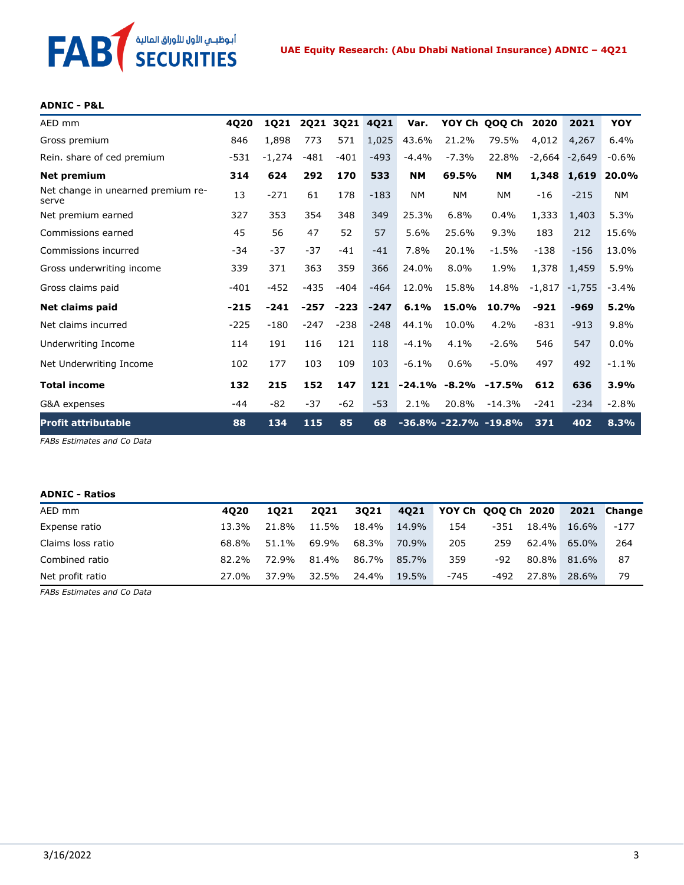**ADNIC - P&L**

| AED mm | 4Q20 | 1Q21 | 2Q21 | 3Q21 | 4Q21 | Var. | YOY Ch | QOQ Ch | 2020 | 2021 | YOY |
|---|---|---|---|---|---|---|---|---|---|---|---|
| Gross premium | 846 | 1,898 | 773 | 571 | 1,025 | 43.6% | 21.2% | 79.5% | 4,012 | 4,267 | 6.4% |
| Rein. share of ced premium | -531 | -1,274 | -481 | -401 | -493 | -4.4% | -7.3% | 22.8% | -2,664 | -2,649 | -0.6% |
| **Net premium** | **314** | **624** | **292** | **170** | **533** | **NM** | **69.5%** | **NM** | **1,348** | **1,619** | **20.0%** |
| Net change in unearned premium reserve | 13 | -271 | 61 | 178 | -183 | NM | NM | NM | -16 | -215 | NM |
| Net premium earned | 327 | 353 | 354 | 348 | 349 | 25.3% | 6.8% | 0.4% | 1,333 | 1,403 | 5.3% |
| Commissions earned | 45 | 56 | 47 | 52 | 57 | 5.6% | 25.6% | 9.3% | 183 | 212 | 15.6% |
| Commissions incurred | -34 | -37 | -37 | -41 | -41 | 7.8% | 20.1% | -1.5% | -138 | -156 | 13.0% |
| Gross underwriting income | 339 | 371 | 363 | 359 | 366 | 24.0% | 8.0% | 1.9% | 1,378 | 1,459 | 5.9% |
| Gross claims paid | -401 | -452 | -435 | -404 | -464 | 12.0% | 15.8% | 14.8% | -1,817 | -1,755 | -3.4% |
| **Net claims paid** | **-215** | **-241** | **-257** | **-223** | **-247** | **6.1%** | **15.0%** | **10.7%** | **-921** | **-969** | **5.2%** |
| Net claims incurred | -225 | -180 | -247 | -238 | -248 | 44.1% | 10.0% | 4.2% | -831 | -913 | 9.8% |
| Underwriting Income | 114 | 191 | 116 | 121 | 118 | -4.1% | 4.1% | -2.6% | 546 | 547 | 0.0% |
| Net Underwriting Income | 102 | 177 | 103 | 109 | 103 | -6.1% | 0.6% | -5.0% | 497 | 492 | -1.1% |
| **Total income** | **132** | **215** | **152** | **147** | **121** | **-24.1%** | **-8.2%** | **-17.5%** | **612** | **636** | **3.9%** |
| G&A expenses | -44 | -82 | -37 | -62 | -53 | 2.1% | 20.8% | -14.3% | -241 | -234 | -2.8% |
| **Profit attributable** | **88** | **134** | **115** | **85** | **68** | **-36.8%** | **-22.7%** | **-19.8%** | **371** | **402** | **8.3%** |

*FABs Estimates and Co Data*

**ADNIC - Ratios**

| AED mm | 4Q20 | 1Q21 | 2Q21 | 3Q21 | 4Q21 | YOY Ch | QOQ Ch | 2020 | 2021 | Change |
|---|---|---|---|---|---|---|---|---|---|---|
| Expense ratio | 13.3% | 21.8% | 11.5% | 18.4% | 14.9% | 154 | -351 | 18.4% | 16.6% | -177 |
| Claims loss ratio | 68.8% | 51.1% | 69.9% | 68.3% | 70.9% | 205 | 259 | 62.4% | 65.0% | 264 |
| Combined ratio | 82.2% | 72.9% | 81.4% | 86.7% | 85.7% | 359 | -92 | 80.8% | 81.6% | 87 |
| Net profit ratio | 27.0% | 37.9% | 32.5% | 24.4% | 19.5% | -745 | -492 | 27.8% | 28.6% | 79 |

*FABs Estimates and Co Data*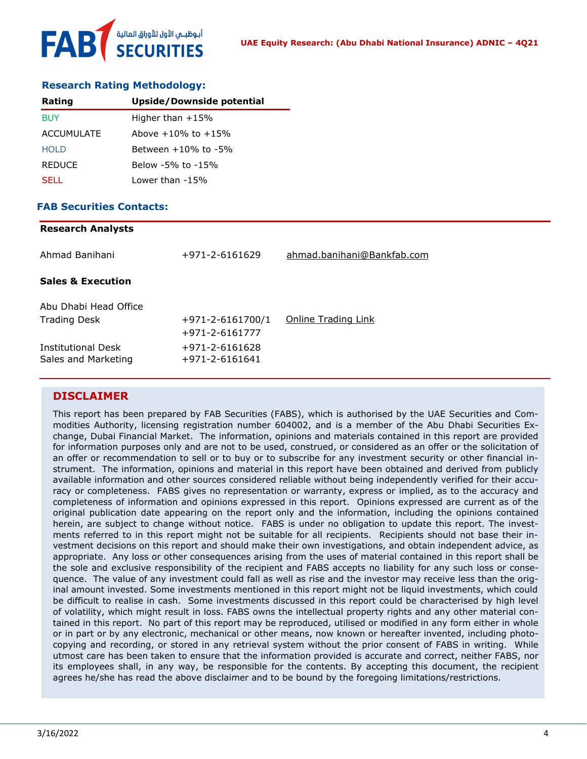## Research Rating Methodology:

| Rating | Upside/Downside potential |
|---|---|
| BUY | Higher than +15% |
| ACCUMULATE | Above +10% to +15% |
| HOLD | Between +10% to -5% |
| REDUCE | Below -5% to -15% |
| SELL | Lower than -15% |

## FAB Securities Contacts:

**Research Analysts**

| | | |
|---|---|---|
| Ahmad Banihani | +971-2-6161629 | ahmad.banihani@Bankfab.com |

**Sales & Execution**

| | | |
|---|---|---|
| Abu Dhabi Head Office | | |
| Trading Desk | +971-2-6161700/1<br>+971-2-6161777 | Online Trading Link |
| Institutional Desk | +971-2-6161628 | |
| Sales and Marketing | +971-2-6161641 | |

## DISCLAIMER

This report has been prepared by FAB Securities (FABS), which is authorised by the UAE Securities and Commodities Authority, licensing registration number 604002, and is a member of the Abu Dhabi Securities Exchange, Dubai Financial Market. The information, opinions and materials contained in this report are provided for information purposes only and are not to be used, construed, or considered as an offer or the solicitation of an offer or recommendation to sell or to buy or to subscribe for any investment security or other financial instrument. The information, opinions and material in this report have been obtained and derived from publicly available information and other sources considered reliable without being independently verified for their accuracy or completeness. FABS gives no representation or warranty, express or implied, as to the accuracy and completeness of information and opinions expressed in this report. Opinions expressed are current as of the original publication date appearing on the report only and the information, including the opinions contained herein, are subject to change without notice. FABS is under no obligation to update this report. The investments referred to in this report might not be suitable for all recipients. Recipients should not base their investment decisions on this report and should make their own investigations, and obtain independent advice, as appropriate. Any loss or other consequences arising from the uses of material contained in this report shall be the sole and exclusive responsibility of the recipient and FABS accepts no liability for any such loss or consequence. The value of any investment could fall as well as rise and the investor may receive less than the original amount invested. Some investments mentioned in this report might not be liquid investments, which could be difficult to realise in cash. Some investments discussed in this report could be characterised by high level of volatility, which might result in loss. FABS owns the intellectual property rights and any other material contained in this report. No part of this report may be reproduced, utilised or modified in any form either in whole or in part or by any electronic, mechanical or other means, now known or hereafter invented, including photocopying and recording, or stored in any retrieval system without the prior consent of FABS in writing. While utmost care has been taken to ensure that the information provided is accurate and correct, neither FABS, nor its employees shall, in any way, be responsible for the contents. By accepting this document, the recipient agrees he/she has read the above disclaimer and to be bound by the foregoing limitations/restrictions.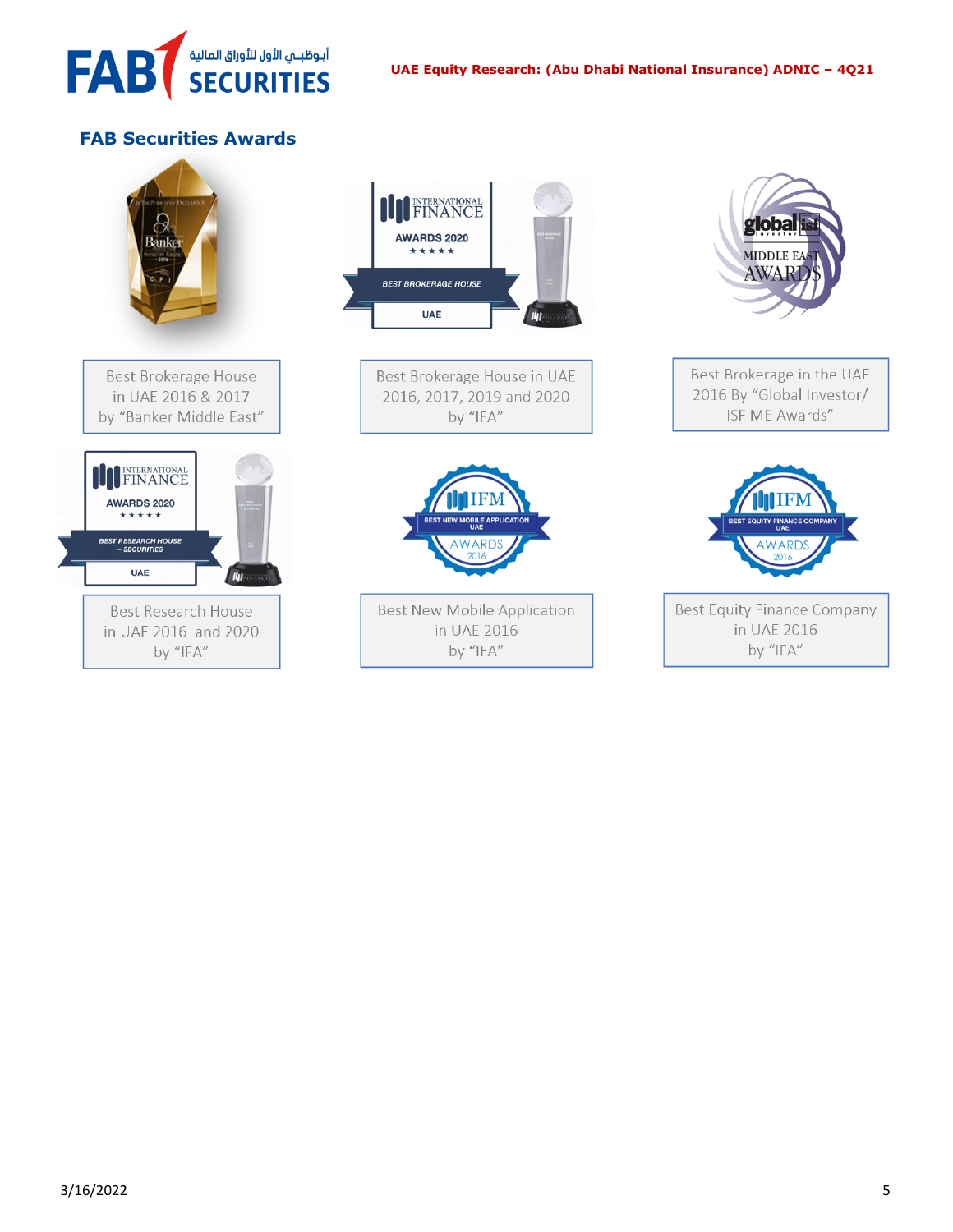## FAB Securities Awards

Best Brokerage House in UAE 2016 & 2017 by "Banker Middle East"

Best Brokerage House in UAE 2016, 2017, 2019 and 2020 by "IFA"

Best Brokerage in the UAE 2016 By "Global Investor/ ISF ME Awards"

Best Research House in UAE 2016 and 2020 by "IFA"

Best New Mobile Application in UAE 2016 by "IFA"

Best Equity Finance Company in UAE 2016 by "IFA"